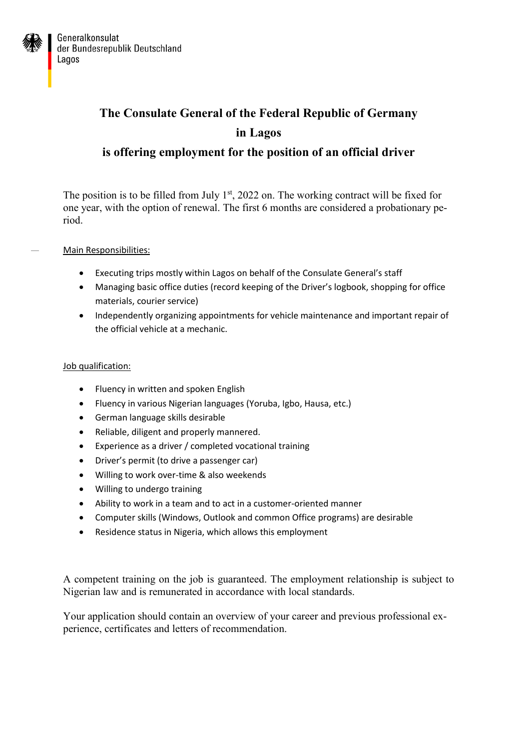Generalkonsulat
der Bundesrepublik Deutschland
Lagos

# The Consulate General of the Federal Republic of Germany in Lagos is offering employment for the position of an official driver

The position is to be filled from July 1st, 2022 on. The working contract will be fixed for one year, with the option of renewal. The first 6 months are considered a probationary period.

Main Responsibilities:

- Executing trips mostly within Lagos on behalf of the Consulate General's staff
- Managing basic office duties (record keeping of the Driver's logbook, shopping for office materials, courier service)
- Independently organizing appointments for vehicle maintenance and important repair of the official vehicle at a mechanic.

Job qualification:

- Fluency in written and spoken English
- Fluency in various Nigerian languages (Yoruba, Igbo, Hausa, etc.)
- German language skills desirable
- Reliable, diligent and properly mannered.
- Experience as a driver / completed vocational training
- Driver's permit (to drive a passenger car)
- Willing to work over-time & also weekends
- Willing to undergo training
- Ability to work in a team and to act in a customer-oriented manner
- Computer skills (Windows, Outlook and common Office programs) are desirable
- Residence status in Nigeria, which allows this employment

A competent training on the job is guaranteed. The employment relationship is subject to Nigerian law and is remunerated in accordance with local standards.

Your application should contain an overview of your career and previous professional experience, certificates and letters of recommendation.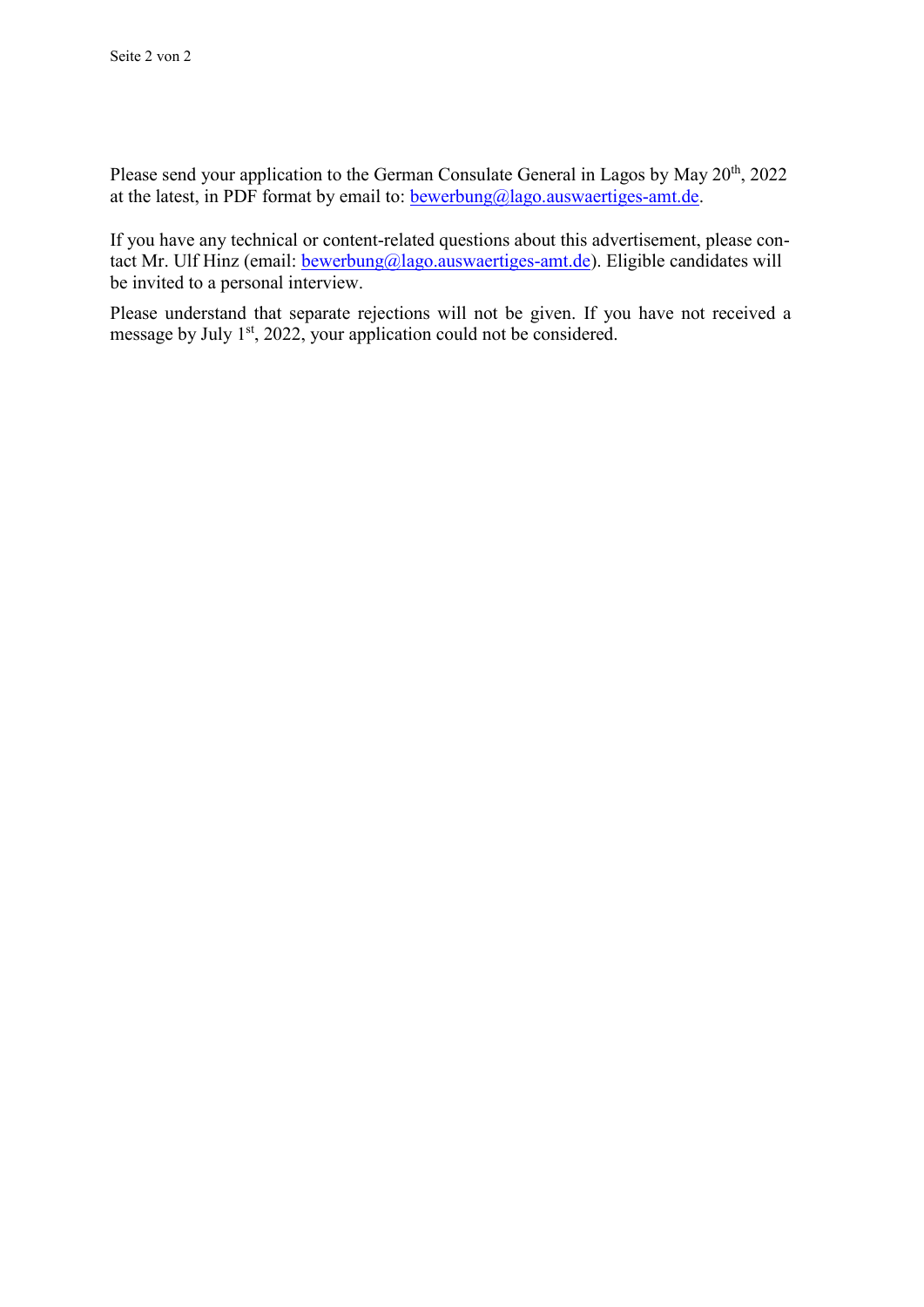Please send your application to the German Consulate General in Lagos by May 20th, 2022 at the latest, in PDF format by email to: bewerbung@lago.auswaertiges-amt.de.

If you have any technical or content-related questions about this advertisement, please contact Mr. Ulf Hinz (email: bewerbung@lago.auswaertiges-amt.de). Eligible candidates will be invited to a personal interview.

Please understand that separate rejections will not be given. If you have not received a message by July 1st, 2022, your application could not be considered.